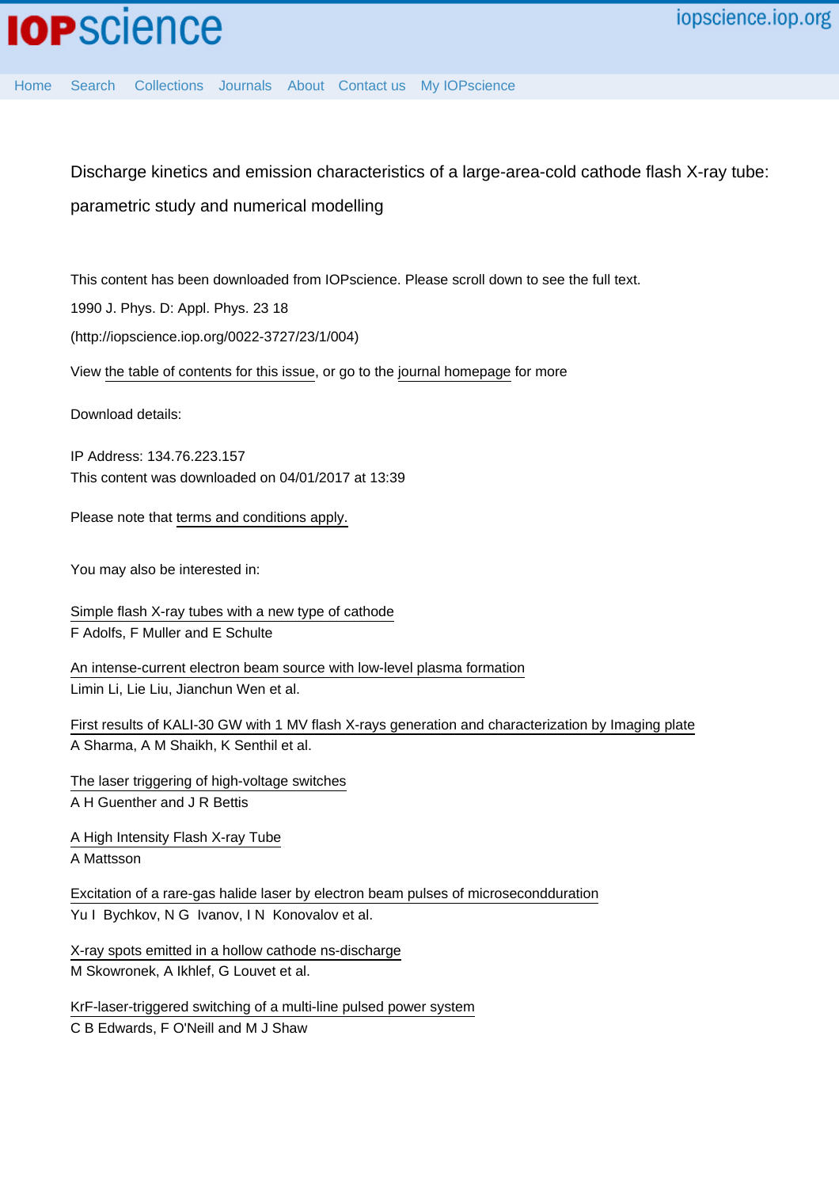# Discharge kinetics and emission characteristics of a large-area-cold cathode flash X-ray tube: parametric study and numerical modelling

This content has been downloaded from IOPscience. Please scroll down to see the full text.

1990 J. Phys. D: Appl. Phys. 23 18

(http://iopscience.iop.org/0022-3727/23/1/004)

View the table of contents for this issue, or go to the journal homepage for more

Download details:

IP Address: 134.76.223.157

This content was downloaded on 04/01/2017 at 13:39

Please note that terms and conditions apply.

You may also be interested in:

Simple flash X-ray tubes with a new type of cathode
F Adolfs, F Muller and E Schulte

An intense-current electron beam source with low-level plasma formation
Limin Li, Lie Liu, Jianchun Wen et al.

First results of KALI-30 GW with 1 MV flash X-rays generation and characterization by Imaging plate
A Sharma, A M Shaikh, K Senthil et al.

The laser triggering of high-voltage switches
A H Guenther and J R Bettis

A High Intensity Flash X-ray Tube
A Mattsson

Excitation of a rare-gas halide laser by electron beam pulses of microseconddurations
Yu I Bychkov, N G Ivanov, I N Konovalov et al.

X-ray spots emitted in a hollow cathode ns-discharge
M Skowronek, A Ikhlef, G Louvet et al.

KrF-laser-triggered switching of a multi-line pulsed power system
C B Edwards, F O'Neill and M J Shaw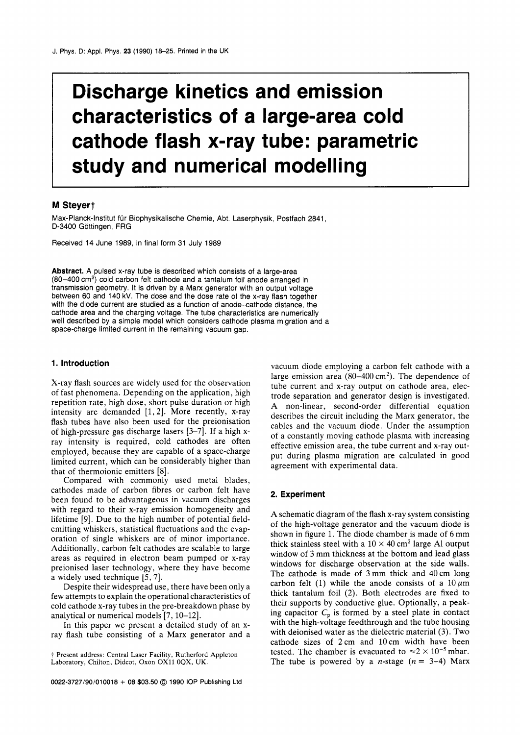# Discharge kinetics and emission characteristics of a large-area cold cathode flash x-ray tube: parametric study and numerical modelling

**M Steyert†**

Max-Planck-Institut für Biophysikalische Chemie, Abt. Laserphysik, Postfach 2841, D-3400 Göttingen, FRG

Received 14 June 1989, in final form 31 July 1989

**Abstract.** A pulsed x-ray tube is described which consists of a large-area (80–400 cm$^2$) cold carbon felt cathode and a tantalum foil anode arranged in transmission geometry. It is driven by a Marx generator with an output voltage between 60 and 140 kV. The dose and the dose rate of the x-ray flash together with the diode current are studied as a function of anode–cathode distance, the cathode area and the charging voltage. The tube characteristics are numerically well described by a simple model which considers cathode plasma migration and a space-charge limited current in the remaining vacuum gap.

## 1. Introduction

X-ray flash sources are widely used for the observation of fast phenomena. Depending on the application, high repetition rate, high dose, short pulse duration or high intensity are demanded [1, 2]. More recently, x-ray flash tubes have also been used for the preionisation of high-pressure gas discharge lasers [3–7]. If a high x-ray intensity is required, cold cathodes are often employed, because they are capable of a space-charge limited current, which can be considerably higher than that of thermoionic emitters [8].

Compared with commonly used metal blades, cathodes made of carbon fibres or carbon felt have been found to be advantageous in vacuum discharges with regard to their x-ray emission homogeneity and lifetime [9]. Due to the high number of potential field-emitting whiskers, statistical fluctuations and the evaporation of single whiskers are of minor importance. Additionally, carbon felt cathodes are scalable to large areas as required in electron beam pumped or x-ray preionised laser technology, where they have become a widely used technique [5, 7].

Despite their widespread use, there have been only a few attempts to explain the operational characteristics of cold cathode x-ray tubes in the pre-breakdown phase by analytical or numerical models [7, 10–12].

In this paper we present a detailed study of an x-ray flash tube consisting of a Marx generator and a vacuum diode employing a carbon felt cathode with a large emission area (80–400 cm$^2$). The dependence of tube current and x-ray output on cathode area, electrode separation and generator design is investigated. A non-linear, second-order differential equation describes the circuit including the Marx generator, the cables and the vacuum diode. Under the assumption of a constantly moving cathode plasma with increasing effective emission area, the tube current and x-ray output during plasma migration are calculated in good agreement with experimental data.

## 2. Experiment

A schematic diagram of the flash x-ray system consisting of the high-voltage generator and the vacuum diode is shown in figure 1. The diode chamber is made of 6 mm thick stainless steel with a $10 \times 40$ cm$^2$ large Al output window of 3 mm thickness at the bottom and lead glass windows for discharge observation at the side walls. The cathode is made of 3 mm thick and 40 cm long carbon felt (1) while the anode consists of a 10 $\mu$m thick tantalum foil (2). Both electrodes are fixed to their supports by conductive glue. Optionally, a peaking capacitor $C_p$ is formed by a steel plate in contact with the high-voltage feedthrough and the tube housing with deionised water as the dielectric material (3). Two cathode sizes of 2 cm and 10 cm width have been tested. The chamber is evacuated to $\approx 2 \times 10^{-5}$ mbar. The tube is powered by a $n$-stage ($n$ = 3–4) Marx

† Present address: Central Laser Facility, Rutherford Appleton Laboratory, Chilton, Didcot, Oxon OX11 0QX, UK.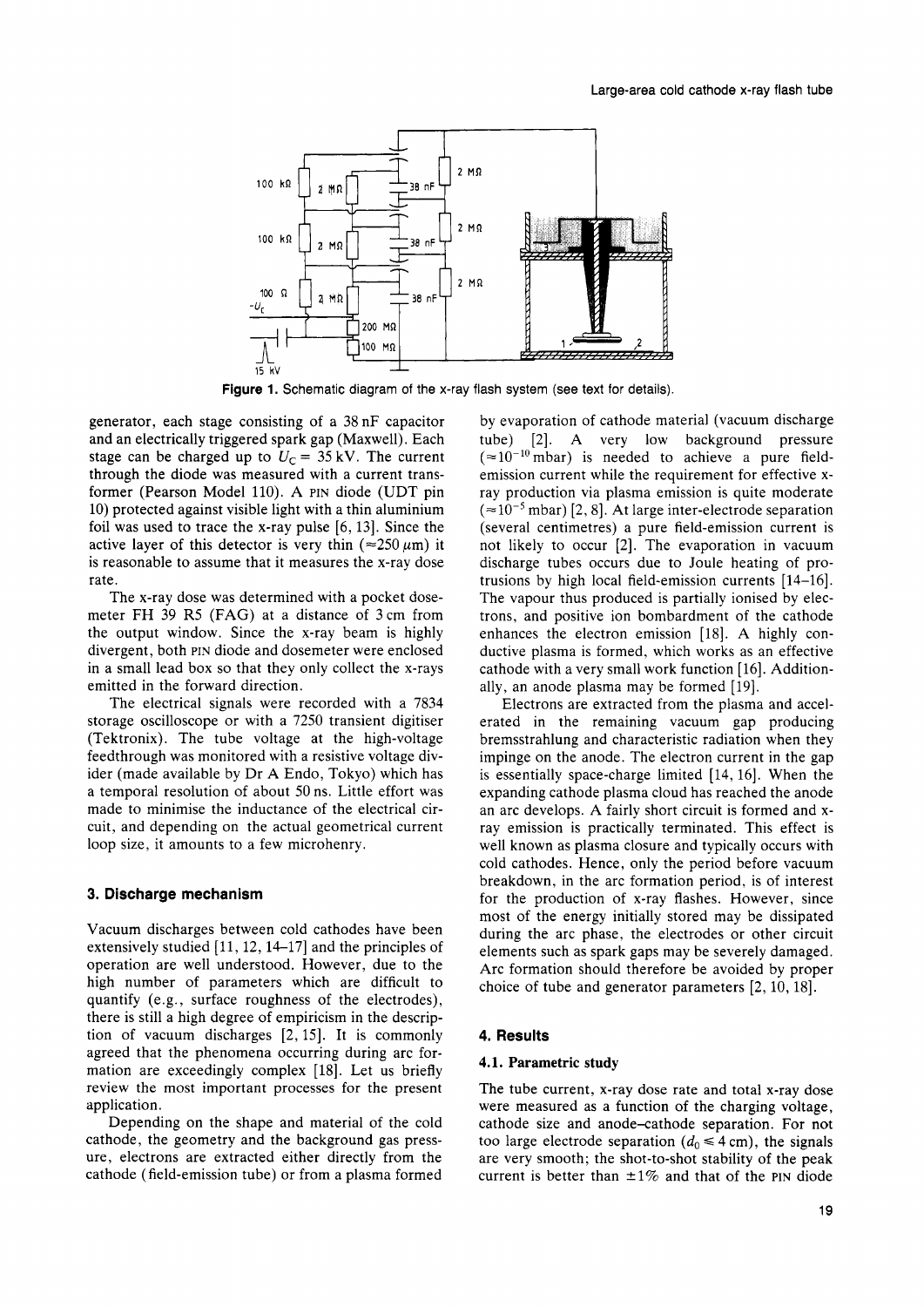Figure 1. Schematic diagram of the x-ray flash system (see text for details).

generator, each stage consisting of a 38 nF capacitor and an electrically triggered spark gap (Maxwell). Each stage can be charged up to $U_C = 35$ kV. The current through the diode was measured with a current transformer (Pearson Model 110). A PIN diode (UDT pin 10) protected against visible light with a thin aluminium foil was used to trace the x-ray pulse [6, 13]. Since the active layer of this detector is very thin ($\approx 250\ \mu$m) it is reasonable to assume that it measures the x-ray dose rate.

The x-ray dose was determined with a pocket dosemeter FH 39 R5 (FAG) at a distance of 3 cm from the output window. Since the x-ray beam is highly divergent, both PIN diode and dosemeter were enclosed in a small lead box so that they only collect the x-rays emitted in the forward direction.

The electrical signals were recorded with a 7834 storage oscilloscope or with a 7250 transient digitiser (Tektronix). The tube voltage at the high-voltage feedthrough was monitored with a resistive voltage divider (made available by Dr A Endo, Tokyo) which has a temporal resolution of about 50 ns. Little effort was made to minimise the inductance of the electrical circuit, and depending on the actual geometrical current loop size, it amounts to a few microhenry.

## 3. Discharge mechanism

Vacuum discharges between cold cathodes have been extensively studied [11, 12, 14–17] and the principles of operation are well understood. However, due to the high number of parameters which are difficult to quantify (e.g., surface roughness of the electrodes), there is still a high degree of empiricism in the description of vacuum discharges [2, 15]. It is commonly agreed that the phenomena occurring during arc formation are exceedingly complex [18]. Let us briefly review the most important processes for the present application.

Depending on the shape and material of the cold cathode, the geometry and the background gas pressure, electrons are extracted either directly from the cathode (field-emission tube) or from a plasma formed by evaporation of cathode material (vacuum discharge tube) [2]. A very low background pressure ($\approx 10^{-10}$ mbar) is needed to achieve a pure field-emission current while the requirement for effective x-ray production via plasma emission is quite moderate ($\approx 10^{-5}$ mbar) [2, 8]. At large inter-electrode separation (several centimetres) a pure field-emission current is not likely to occur [2]. The evaporation in vacuum discharge tubes occurs due to Joule heating of protrusions by high local field-emission currents [14–16]. The vapour thus produced is partially ionised by electrons, and positive ion bombardment of the cathode enhances the electron emission [18]. A highly conductive plasma is formed, which works as an effective cathode with a very small work function [16]. Additionally, an anode plasma may be formed [19].

Electrons are extracted from the plasma and accelerated in the remaining vacuum gap producing bremsstrahlung and characteristic radiation when they impinge on the anode. The electron current in the gap is essentially space-charge limited [14, 16]. When the expanding cathode plasma cloud has reached the anode an arc develops. A fairly short circuit is formed and x-ray emission is practically terminated. This effect is well known as plasma closure and typically occurs with cold cathodes. Hence, only the period before vacuum breakdown, in the arc formation period, is of interest for the production of x-ray flashes. However, since most of the energy initially stored may be dissipated during the arc phase, the electrodes or other circuit elements such as spark gaps may be severely damaged. Arc formation should therefore be avoided by proper choice of tube and generator parameters [2, 10, 18].

## 4. Results

### 4.1. Parametric study

The tube current, x-ray dose rate and total x-ray dose were measured as a function of the charging voltage, cathode size and anode–cathode separation. For not too large electrode separation ($d_0 \leq 4$ cm), the signals are very smooth; the shot-to-shot stability of the peak current is better than $\pm 1\%$ and that of the PIN diode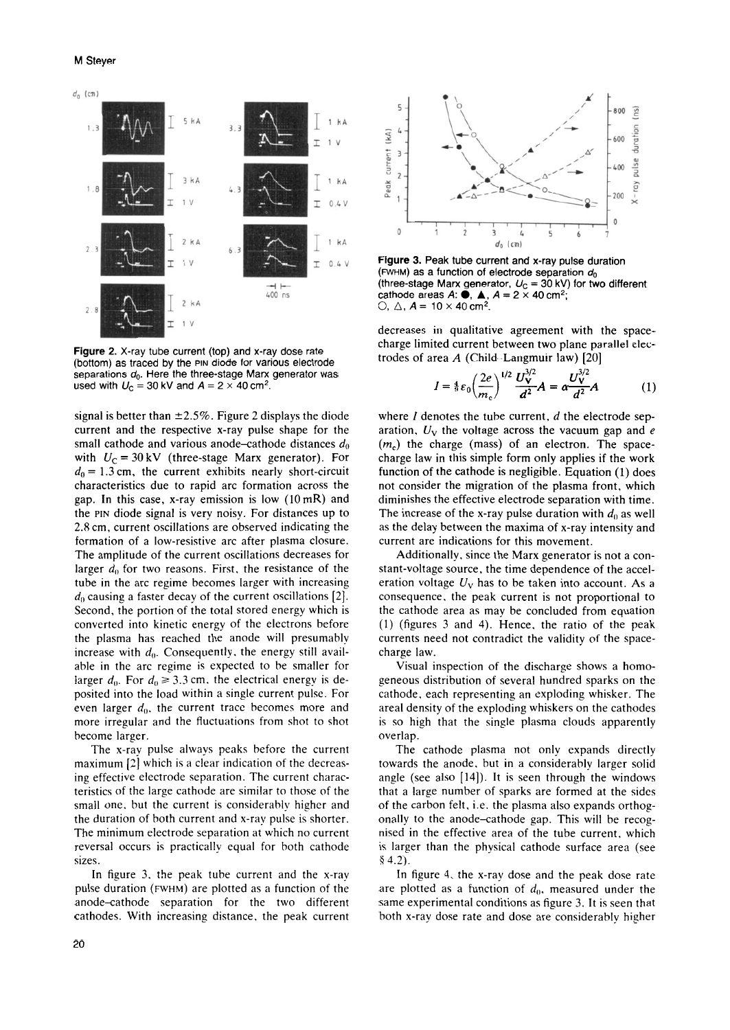Figure 2. X-ray tube current (top) and x-ray dose rate (bottom) as traced by the PIN diode for various electrode separations $d_0$. Here the three-stage Marx generator was used with $U_C = 30$ kV and $A = 2 \times 40$ cm$^2$.

signal is better than ±2.5%. Figure 2 displays the diode current and the respective x-ray pulse shape for the small cathode and various anode–cathode distances $d_0$ with $U_C = 30$ kV (three-stage Marx generator). For $d_0 = 1.3$ cm, the current exhibits nearly short-circuit characteristics due to rapid arc formation across the gap. In this case, x-ray emission is low (10 mR) and the PIN diode signal is very noisy. For distances up to 2.8 cm, current oscillations are observed indicating the formation of a low-resistive arc after plasma closure. The amplitude of the current oscillations decreases for larger $d_0$ for two reasons. First, the resistance of the tube in the arc regime becomes larger with increasing $d_0$ causing a faster decay of the current oscillations [2]. Second, the portion of the total stored energy which is converted into kinetic energy of the electrons before the plasma has reached the anode will presumably increase with $d_0$. Consequently, the energy still available in the arc regime is expected to be smaller for larger $d_0$. For $d_0 \geqslant 3.3$ cm, the electrical energy is deposited into the load within a single current pulse. For even larger $d_0$, the current trace becomes more and more irregular and the fluctuations from shot to shot become larger.

The x-ray pulse always peaks before the current maximum [2] which is a clear indication of the decreasing effective electrode separation. The current characteristics of the large cathode are similar to those of the small one, but the current is considerably higher and the duration of both current and x-ray pulse is shorter. The minimum electrode separation at which no current reversal occurs is practically equal for both cathode sizes.

In figure 3, the peak tube current and the x-ray pulse duration (FWHM) are plotted as a function of the anode–cathode separation for the two different cathodes. With increasing distance, the peak current decreases in qualitative agreement with the space-charge limited current between two plane parallel electrodes of area $A$ (Child–Langmuir law) [20]

$$I = \frac{4}{9}\varepsilon_0\left(\frac{2e}{m_e}\right)^{1/2}\frac{U_V^{3/2}}{d^2}A = \alpha\frac{U_V^{3/2}}{d^2}A \qquad (1)$$

Figure 3. Peak tube current and x-ray pulse duration (FWHM) as a function of electrode separation $d_0$ (three-stage Marx generator, $U_C = 30$ kV) for two different cathode areas $A$: ●, ▲, $A = 2 \times 40$ cm$^2$; ○, △, $A = 10 \times 40$ cm$^2$.

where $I$ denotes the tube current, $d$ the electrode separation, $U_V$ the voltage across the vacuum gap and $e$ ($m_e$) the charge (mass) of an electron. The space-charge law in this simple form only applies if the work function of the cathode is negligible. Equation (1) does not consider the migration of the plasma front, which diminishes the effective electrode separation with time. The increase of the x-ray pulse duration with $d_0$ as well as the delay between the maxima of x-ray intensity and current are indications for this movement.

Additionally, since the Marx generator is not a constant-voltage source, the time dependence of the acceleration voltage $U_V$ has to be taken into account. As a consequence, the peak current is not proportional to the cathode area as may be concluded from equation (1) (figures 3 and 4). Hence, the ratio of the peak currents need not contradict the validity of the space-charge law.

Visual inspection of the discharge shows a homogeneous distribution of several hundred sparks on the cathode, each representing an exploding whisker. The areal density of the exploding whiskers on the cathodes is so high that the single plasma clouds apparently overlap.

The cathode plasma not only expands directly towards the anode, but in a considerably larger solid angle (see also [14]). It is seen through the windows that a large number of sparks are formed at the sides of the carbon felt, i.e. the plasma also expands orthogonally to the anode–cathode gap. This will be recognised in the effective area of the tube current, which is larger than the physical cathode surface area (see § 4.2).

In figure 4, the x-ray dose and the peak dose rate are plotted as a function of $d_0$, measured under the same experimental conditions as figure 3. It is seen that both x-ray dose rate and dose are considerably higher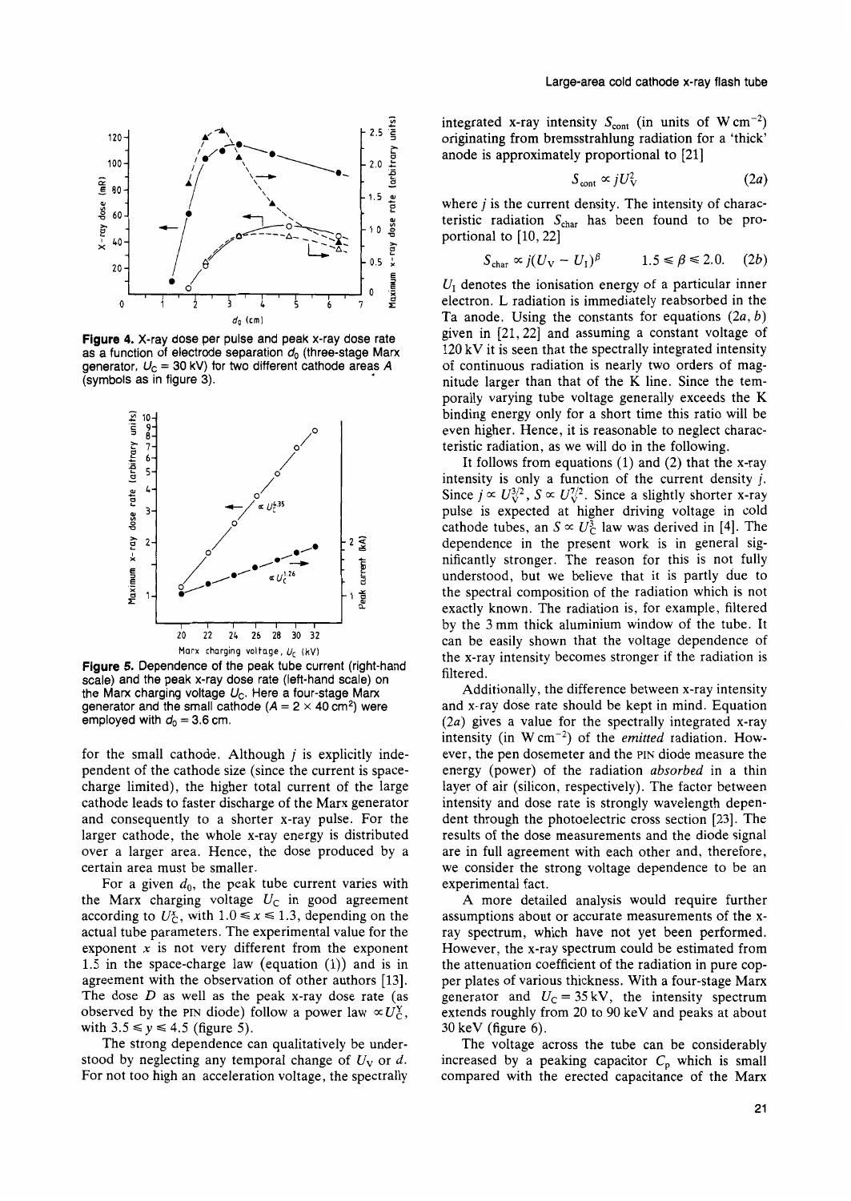**Figure 4.** X-ray dose per pulse and peak x-ray dose rate as a function of electrode separation $d_0$ (three-stage Marx generator, $U_C = 30$ kV) for two different cathode areas $A$ (symbols as in figure 3).

**Figure 5.** Dependence of the peak tube current (right-hand scale) and the peak x-ray dose rate (left-hand scale) on the Marx charging voltage $U_C$. Here a four-stage Marx generator and the small cathode ($A = 2 \times 40$ cm$^2$) were employed with $d_0 = 3.6$ cm.

for the small cathode. Although $j$ is explicitly independent of the cathode size (since the current is space-charge limited), the higher total current of the large cathode leads to faster discharge of the Marx generator and consequently to a shorter x-ray pulse. For the larger cathode, the whole x-ray energy is distributed over a larger area. Hence, the dose produced by a certain area must be smaller.

For a given $d_0$, the peak tube current varies with the Marx charging voltage $U_C$ in good agreement according to $U_C^x$, with $1.0 \leqslant x \leqslant 1.3$, depending on the actual tube parameters. The experimental value for the exponent $x$ is not very different from the exponent 1.5 in the space-charge law (equation (1)) and is in agreement with the observation of other authors [13]. The dose $D$ as well as the peak x-ray dose rate (as observed by the PIN diode) follow a power law $\propto U_C^y$, with $3.5 \leqslant y \leqslant 4.5$ (figure 5).

The strong dependence can qualitatively be understood by neglecting any temporal change of $U_V$ or $d$. For not too high an acceleration voltage, the spectrally integrated x-ray intensity $S_{cont}$ (in units of W cm$^{-2}$) originating from bremsstrahlung radiation for a 'thick' anode is approximately proportional to [21]

$$S_{cont} \propto jU_V^2 \qquad (2a)$$

where $j$ is the current density. The intensity of characteristic radiation $S_{char}$ has been found to be proportional to [10, 22]

$$S_{char} \propto j(U_V - U_I)^\beta \qquad 1.5 \leqslant \beta \leqslant 2.0. \qquad (2b)$$

$U_I$ denotes the ionisation energy of a particular inner electron. L radiation is immediately reabsorbed in the Ta anode. Using the constants for equations (2$a$, $b$) given in [21, 22] and assuming a constant voltage of 120 kV it is seen that the spectrally integrated intensity of continuous radiation is nearly two orders of magnitude larger than that of the K line. Since the temporally varying tube voltage generally exceeds the K binding energy only for a short time this ratio will be even higher. Hence, it is reasonable to neglect characteristic radiation, as we will do in the following.

It follows from equations (1) and (2) that the x-ray intensity is only a function of the current density $j$. Since $j \propto U_V^{3/2}$, $S \propto U_V^{7/2}$. Since a slightly shorter x-ray pulse is expected at higher driving voltage in cold cathode tubes, an $S \propto U_C^3$ law was derived in [4]. The dependence in the present work is in general significantly stronger. The reason for this is not fully understood, but we believe that it is partly due to the spectral composition of the radiation which is not exactly known. The radiation is, for example, filtered by the 3 mm thick aluminium window of the tube. It can be easily shown that the voltage dependence of the x-ray intensity becomes stronger if the radiation is filtered.

Additionally, the difference between x-ray intensity and x-ray dose rate should be kept in mind. Equation (2$a$) gives a value for the spectrally integrated x-ray intensity (in W cm$^{-2}$) of the *emitted* radiation. However, the pen dosemeter and the PIN diode measure the energy (power) of the radiation *absorbed* in a thin layer of air (silicon, respectively). The factor between intensity and dose rate is strongly wavelength dependent through the photoelectric cross section [23]. The results of the dose measurements and the diode signal are in full agreement with each other and, therefore, we consider the strong voltage dependence to be an experimental fact.

A more detailed analysis would require further assumptions about or accurate measurements of the x-ray spectrum, which have not yet been performed. However, the x-ray spectrum could be estimated from the attenuation coefficient of the radiation in pure copper plates of various thickness. With a four-stage Marx generator and $U_C = 35$ kV, the intensity spectrum extends roughly from 20 to 90 keV and peaks at about 30 keV (figure 6).

The voltage across the tube can be considerably increased by a peaking capacitor $C_p$ which is small compared with the erected capacitance of the Marx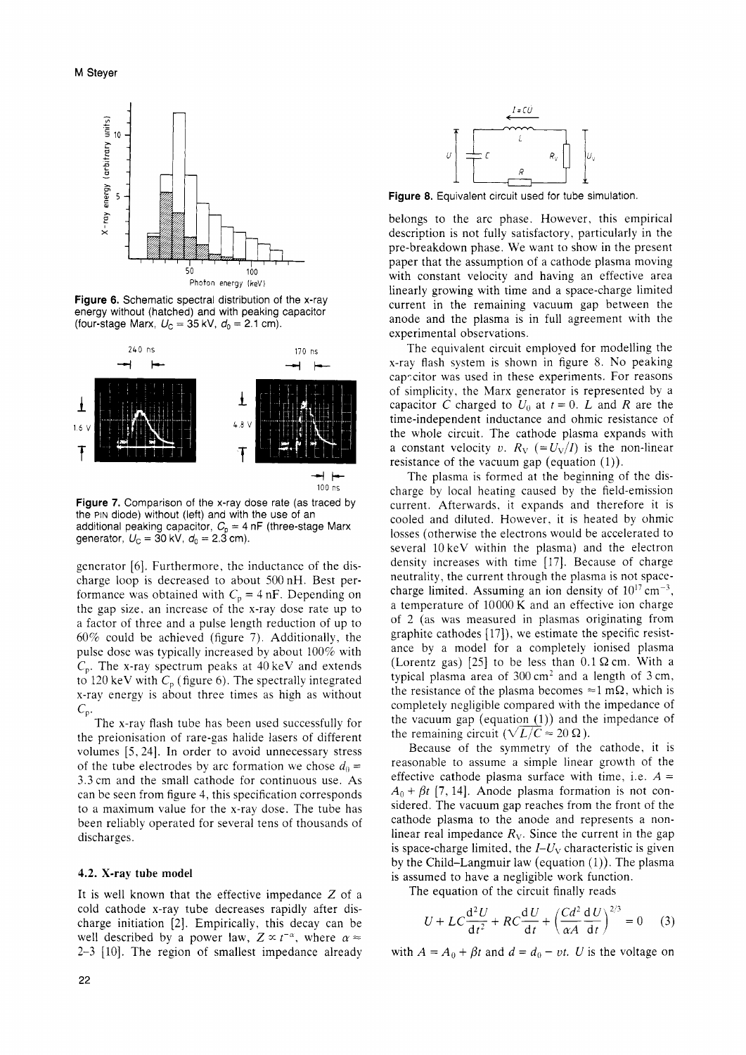Figure 6. Schematic spectral distribution of the x-ray energy without (hatched) and with peaking capacitor (four-stage Marx, $U_C = 35$ kV, $d_0 = 2.1$ cm).

Figure 7. Comparison of the x-ray dose rate (as traced by the PIN diode) without (left) and with the use of an additional peaking capacitor, $C_p = 4$ nF (three-stage Marx generator, $U_C = 30$ kV, $d_0 = 2.3$ cm).

generator [6]. Furthermore, the inductance of the discharge loop is decreased to about 500 nH. Best performance was obtained with $C_p = 4$ nF. Depending on the gap size, an increase of the x-ray dose rate up to a factor of three and a pulse length reduction of up to 60% could be achieved (figure 7). Additionally, the pulse dose was typically increased by about 100% with $C_p$. The x-ray spectrum peaks at 40 keV and extends to 120 keV with $C_p$ (figure 6). The spectrally integrated x-ray energy is about three times as high as without $C_p$.

The x-ray flash tube has been used successfully for the preionisation of rare-gas halide lasers of different volumes [5, 24]. In order to avoid unnecessary stress of the tube electrodes by arc formation we chose $d_0 = 3.3$ cm and the small cathode for continuous use. As can be seen from figure 4, this specification corresponds to a maximum value for the x-ray dose. The tube has been reliably operated for several tens of thousands of discharges.

### 4.2. X-ray tube model

It is well known that the effective impedance $Z$ of a cold cathode x-ray tube decreases rapidly after discharge initiation [2]. Empirically, this decay can be well described by a power law, $Z \propto t^{-\alpha}$, where $\alpha \approx$ 2–3 [10]. The region of smallest impedance already belongs to the arc phase. However, this empirical description is not fully satisfactory, particularly in the pre-breakdown phase. We want to show in the present paper that the assumption of a cathode plasma moving with constant velocity and having an effective area linearly growing with time and a space-charge limited current in the remaining vacuum gap between the anode and the plasma is in full agreement with the experimental observations.

Figure 8. Equivalent circuit used for tube simulation.

The equivalent circuit employed for modelling the x-ray flash system is shown in figure 8. No peaking capacitor was used in these experiments. For reasons of simplicity, the Marx generator is represented by a capacitor $C$ charged to $U_0$ at $t = 0$. $L$ and $R$ are the time-independent inductance and ohmic resistance of the whole circuit. The cathode plasma expands with a constant velocity $v$. $R_V$ $(= U_V/I)$ is the non-linear resistance of the vacuum gap (equation (1)).

The plasma is formed at the beginning of the discharge by local heating caused by the field-emission current. Afterwards, it expands and therefore it is cooled and diluted. However, it is heated by ohmic losses (otherwise the electrons would be accelerated to several 10 keV within the plasma) and the electron density increases with time [17]. Because of charge neutrality, the current through the plasma is not space-charge limited. Assuming an ion density of $10^{17}$ cm$^{-3}$, a temperature of 10000 K and an effective ion charge of 2 (as was measured in plasmas originating from graphite cathodes [17]), we estimate the specific resistance by a model for a completely ionised plasma (Lorentz gas) [25] to be less than 0.1 Ω cm. With a typical plasma area of 300 cm$^2$ and a length of 3 cm, the resistance of the plasma becomes ≈1 mΩ, which is completely negligible compared with the impedance of the vacuum gap (equation (1)) and the impedance of the remaining circuit ($\sqrt{L/C} \approx 20\,\Omega$).

Because of the symmetry of the cathode, it is reasonable to assume a simple linear growth of the effective cathode plasma surface with time, i.e. $A = A_0 + \beta t$ [7, 14]. Anode plasma formation is not considered. The vacuum gap reaches from the front of the cathode plasma to the anode and represents a non-linear real impedance $R_V$. Since the current in the gap is space-charge limited, the $I$–$U_V$ characteristic is given by the Child–Langmuir law (equation (1)). The plasma is assumed to have a negligible work function.

The equation of the circuit finally reads

$$U + LC\frac{\mathrm{d}^2 U}{\mathrm{d}t^2} + RC\frac{\mathrm{d}U}{\mathrm{d}t} + \left(\frac{Cd^2}{\alpha A}\frac{\mathrm{d}U}{\mathrm{d}t}\right)^{2/3} = 0 \quad (3)$$

with $A = A_0 + \beta t$ and $d = d_0 - vt$. $U$ is the voltage on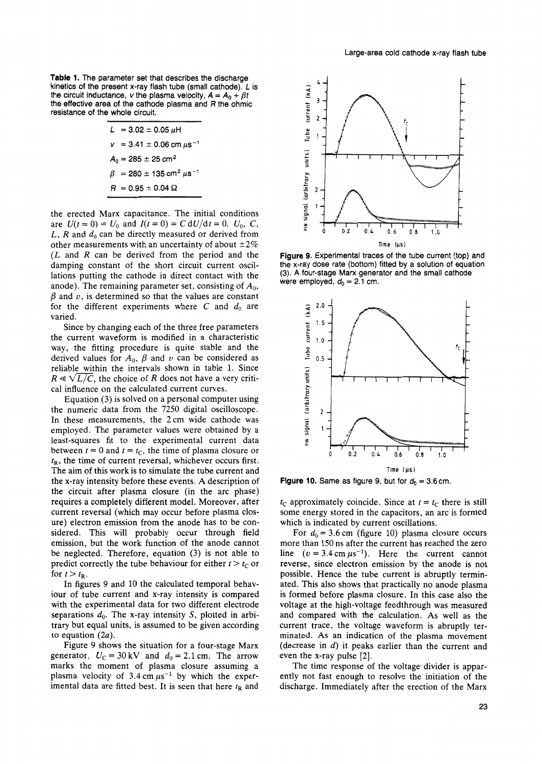**Table 1.** The parameter set that describes the discharge kinetics of the present x-ray flash tube (small cathode). $L$ is the circuit inductance, $v$ the plasma velocity, $A = A_0 + \beta t$ the effective area of the cathode plasma and $R$ the ohmic resistance of the whole circuit.

| Parameter |
|---|
| $L = 3.02 \pm 0.05\ \mu\text{H}$ |
| $v = 3.41 \pm 0.06\ \text{cm}\ \mu\text{s}^{-1}$ |
| $A_0 = 285 \pm 25\ \text{cm}^2$ |
| $\beta = 280 \pm 135\ \text{cm}^2\ \mu\text{s}^{-1}$ |
| $R = 0.95 \pm 0.04\ \Omega$ |

the erected Marx capacitance. The initial conditions are $U(t=0) = U_0$ and $I(t=0) = C\,\mathrm{d}U/\mathrm{d}t = 0$. $U_0$, $C$, $L$, $R$ and $d_0$ can be directly measured or derived from other measurements with an uncertainty of about $\pm 2\%$ ($L$ and $R$ can be derived from the period and the damping constant of the short circuit current oscillations putting the cathode in direct contact with the anode). The remaining parameter set, consisting of $A_0$, $\beta$ and $v$, is determined so that the values are constant for the different experiments where $C$ and $d_0$ are varied.

Since by changing each of the three free parameters the current waveform is modified in a characteristic way, the fitting procedure is quite stable and the derived values for $A_0$, $\beta$ and $v$ can be considered as reliable within the intervals shown in table 1. Since $R \ll \sqrt{L/C}$, the choice of $R$ does not have a very critical influence on the calculated current curves.

Equation (3) is solved on a personal computer using the numeric data from the 7250 digital oscilloscope. In these measurements, the 2 cm wide cathode was employed. The parameter values were obtained by a least-squares fit to the experimental current data between $t = 0$ and $t = t_C$, the time of plasma closure or $t_R$, the time of current reversal, whichever occurs first. The aim of this work is to simulate the tube current and the x-ray intensity before these events. A description of the circuit after plasma closure (in the arc phase) requires a completely different model. Moreover, after current reversal (which may occur before plasma closure) electron emission from the anode has to be considered. This will probably occur through field emission, but the work function of the anode cannot be neglected. Therefore, equation (3) is not able to predict correctly the tube behaviour for either $t > t_C$ or for $t > t_R$.

In figures 9 and 10 the calculated temporal behaviour of tube current and x-ray intensity is compared with the experimental data for two different electrode separations $d_0$. The x-ray intensity $S$, plotted in arbitrary but equal units, is assumed to be given according to equation (2*a*).

Figure 9 shows the situation for a four-stage Marx generator, $U_C = 30$ kV and $d_0 = 2.1$ cm. The arrow marks the moment of plasma closure assuming a plasma velocity of $3.4\ \text{cm}\ \mu\text{s}^{-1}$ by which the experimental data are fitted best. It is seen that here $t_R$ and $t_C$ approximately coincide. Since at $t = t_C$ there is still some energy stored in the capacitors, an arc is formed which is indicated by current oscillations.

For $d_0 = 3.6$ cm (figure 10) plasma closure occurs more than 150 ns after the current has reached the zero line ($v = 3.4\ \text{cm}\ \mu\text{s}^{-1}$). Here the current cannot reverse, since electron emission by the anode is not possible. Hence the tube current is abruptly terminated. This also shows that practically no anode plasma is formed before plasma closure. In this case also the voltage at the high-voltage feedthrough was measured and compared with the calculation. As well as the current trace, the voltage waveform is abruptly terminated. As an indication of the plasma movement (decrease in $d$) it peaks earlier than the current and even the x-ray pulse [2].

The time response of the voltage divider is apparently not fast enough to resolve the initiation of the discharge. Immediately after the erection of the Marx

**Figure 9.** Experimental traces of the tube current (top) and the x-ray dose rate (bottom) fitted by a solution of equation (3). A four-stage Marx generator and the small cathode were employed, $d_0 = 2.1$ cm.

**Figure 10.** Same as figure 9, but for $d_0 = 3.6$ cm.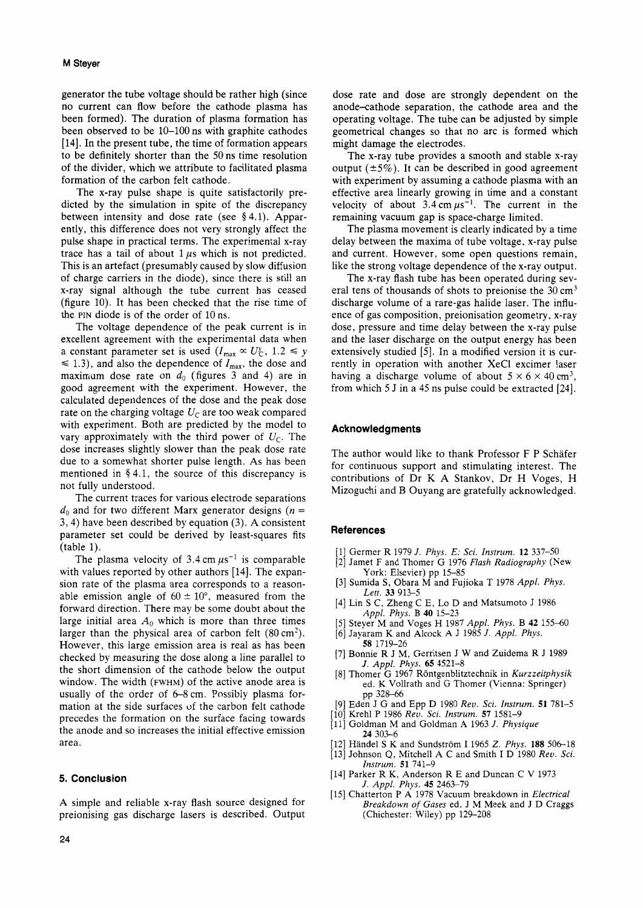generator the tube voltage should be rather high (since no current can flow before the cathode plasma has been formed). The duration of plasma formation has been observed to be 10–100 ns with graphite cathodes [14]. In the present tube, the time of formation appears to be definitely shorter than the 50 ns time resolution of the divider, which we attribute to facilitated plasma formation of the carbon felt cathode.

The x-ray pulse shape is quite satisfactorily predicted by the simulation in spite of the discrepancy between intensity and dose rate (see § 4.1). Apparently, this difference does not very strongly affect the pulse shape in practical terms. The experimental x-ray trace has a tail of about 1 $\mu$s which is not predicted. This is an artefact (presumably caused by slow diffusion of charge carriers in the diode), since there is still an x-ray signal although the tube current has ceased (figure 10). It has been checked that the rise time of the PIN diode is of the order of 10 ns.

The voltage dependence of the peak current is in excellent agreement with the experimental data when a constant parameter set is used ($I_{max} \propto U_C^y$, $1.2 \leqslant y \leqslant 1.3$), and also the dependence of $I_{max}$, the dose and maximum dose rate on $d_0$ (figures 3 and 4) are in good agreement with the experiment. However, the calculated dependences of the dose and the peak dose rate on the charging voltage $U_C$ are too weak compared with experiment. Both are predicted by the model to vary approximately with the third power of $U_C$. The dose increases slightly slower than the peak dose rate due to a somewhat shorter pulse length. As has been mentioned in § 4.1, the source of this discrepancy is not fully understood.

The current traces for various electrode separations $d_0$ and for two different Marx generator designs ($n$ = 3, 4) have been described by equation (3). A consistent parameter set could be derived by least-squares fits (table 1).

The plasma velocity of 3.4 cm $\mu$s$^{-1}$ is comparable with values reported by other authors [14]. The expansion rate of the plasma area corresponds to a reasonable emission angle of $60 \pm 10°$, measured from the forward direction. There may be some doubt about the large initial area $A_0$ which is more than three times larger than the physical area of carbon felt (80 cm$^2$). However, this large emission area is real as has been checked by measuring the dose along a line parallel to the short dimension of the cathode below the output window. The width (FWHM) of the active anode area is usually of the order of 6–8 cm. Possibly plasma formation at the side surfaces of the carbon felt cathode precedes the formation on the surface facing towards the anode and so increases the initial effective emission area.

## 5. Conclusion

A simple and reliable x-ray flash source designed for preionising gas discharge lasers is described. Output dose rate and dose are strongly dependent on the anode–cathode separation, the cathode area and the operating voltage. The tube can be adjusted by simple geometrical changes so that no arc is formed which might damage the electrodes.

The x-ray tube provides a smooth and stable x-ray output (±5%). It can be described in good agreement with experiment by assuming a cathode plasma with an effective area linearly growing in time and a constant velocity of about 3.4 cm $\mu$s$^{-1}$. The current in the remaining vacuum gap is space-charge limited.

The plasma movement is clearly indicated by a time delay between the maxima of tube voltage, x-ray pulse and current. However, some open questions remain, like the strong voltage dependence of the x-ray output.

The x-ray flash tube has been operated during several tens of thousands of shots to preionise the 30 cm$^3$ discharge volume of a rare-gas halide laser. The influence of gas composition, preionisation geometry, x-ray dose, pressure and time delay between the x-ray pulse and the laser discharge on the output energy has been extensively studied [5]. In a modified version it is currently in operation with another XeCl excimer laser having a discharge volume of about $5 \times 6 \times 40$ cm$^3$, from which 5 J in a 45 ns pulse could be extracted [24].

## Acknowledgments

The author would like to thank Professor F P Schäfer for continuous support and stimulating interest. The contributions of Dr K A Stankov, Dr H Voges, H Mizoguchi and B Ouyang are gratefully acknowledged.

## References

[1] Germer R 1979 *J. Phys. E: Sci. Instrum.* **12** 337–50

[2] Jamet F and Thomer G 1976 *Flash Radiography* (New York: Elsevier) pp 15–85

[3] Sumida S, Obara M and Fujioka T 1978 *Appl. Phys. Lett.* **33** 913–5

[4] Lin S C, Zheng C E, Lo D and Matsumoto J 1986 *Appl. Phys.* B **40** 15–23

[5] Steyer M and Voges H 1987 *Appl. Phys.* B **42** 155–60

[6] Jayaram K and Alcock A J 1985 *J. Appl. Phys.* **58** 1719–26

[7] Bonnie R J M, Gerritsen J W and Zuidema R J 1989 *J. Appl. Phys.* **65** 4521–8

[8] Thomer G 1967 Röntgenblitztechnik in *Kurzzeitphysik* ed. K Vollrath and G Thomer (Vienna: Springer) pp 328–66

[9] Eden J G and Epp D 1980 *Rev. Sci. Instrum.* **51** 781–5

[10] Krehl P 1986 *Rev. Sci. Instrum.* **57** 1581–9

[11] Goldman M and Goldman A 1963 *J. Physique* **24** 303–6

[12] Händel S K and Sundström I 1965 *Z. Phys.* **188** 506–18

[13] Johnson Q, Mitchell A C and Smith I D 1980 *Rev. Sci. Instrum.* **51** 741–9

[14] Parker R K, Anderson R E and Duncan C V 1973 *J. Appl. Phys.* **45** 2463–79

[15] Chatterton P A 1978 Vacuum breakdown in *Electrical Breakdown of Gases* ed. J M Meek and J D Craggs (Chichester: Wiley) pp 129–208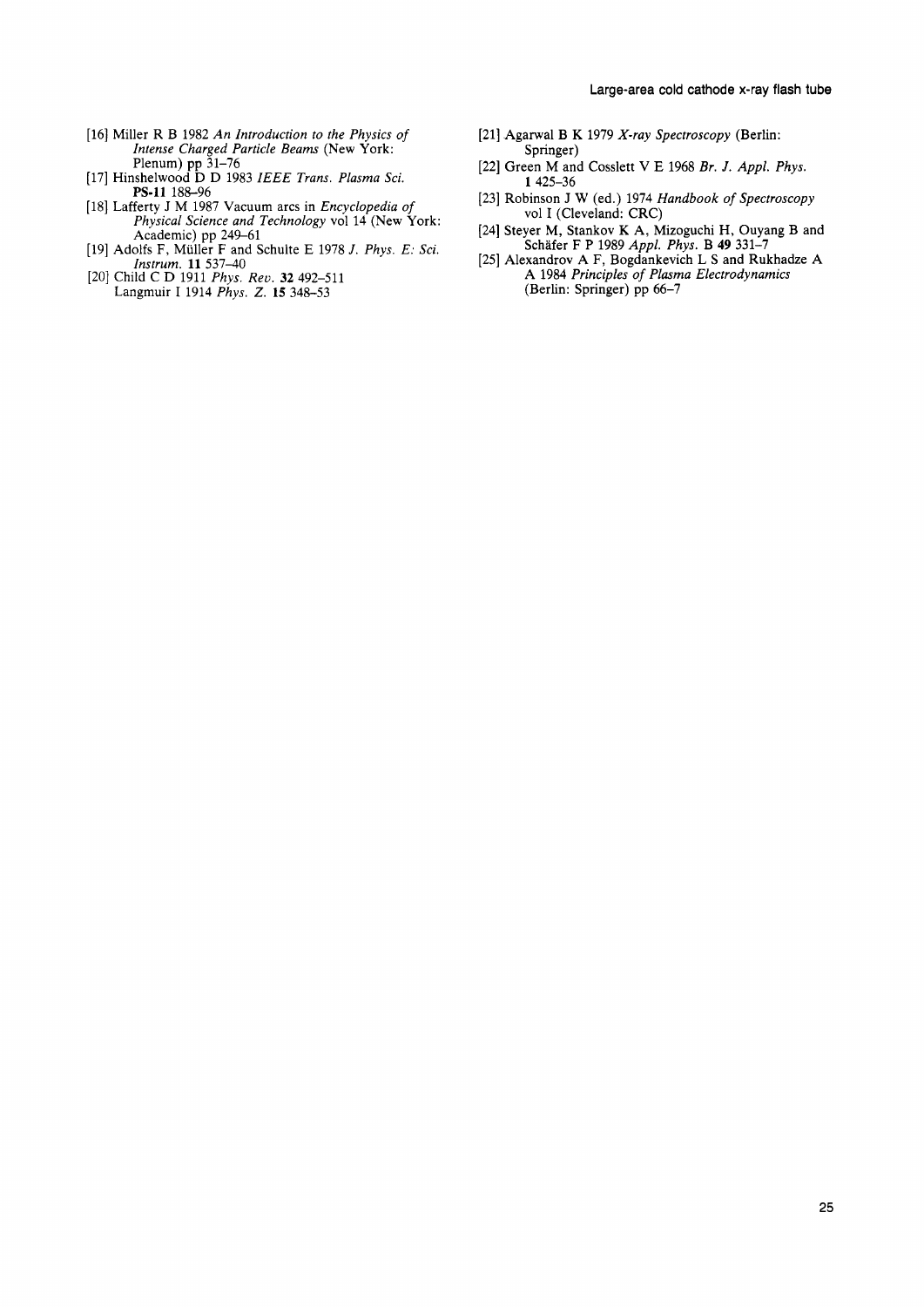[16] Miller R B 1982 *An Introduction to the Physics of Intense Charged Particle Beams* (New York: Plenum) pp 31–76

[17] Hinshelwood D D 1983 *IEEE Trans. Plasma Sci.* **PS-11** 188–96

[18] Lafferty J M 1987 Vacuum arcs in *Encyclopedia of Physical Science and Technology* vol 14 (New York: Academic) pp 249–61

[19] Adolfs F, Müller F and Schulte E 1978 *J. Phys. E: Sci. Instrum.* **11** 537–40

[20] Child C D 1911 *Phys. Rev.* **32** 492–511
Langmuir I 1914 *Phys. Z.* **15** 348–53

[21] Agarwal B K 1979 *X-ray Spectroscopy* (Berlin: Springer)

[22] Green M and Cosslett V E 1968 *Br. J. Appl. Phys.* **1** 425–36

[23] Robinson J W (ed.) 1974 *Handbook of Spectroscopy* vol I (Cleveland: CRC)

[24] Steyer M, Stankov K A, Mizoguchi H, Ouyang B and Schäfer F P 1989 *Appl. Phys.* B **49** 331–7

[25] Alexandrov A F, Bogdankevich L S and Rukhadze A A 1984 *Principles of Plasma Electrodynamics* (Berlin: Springer) pp 66–7